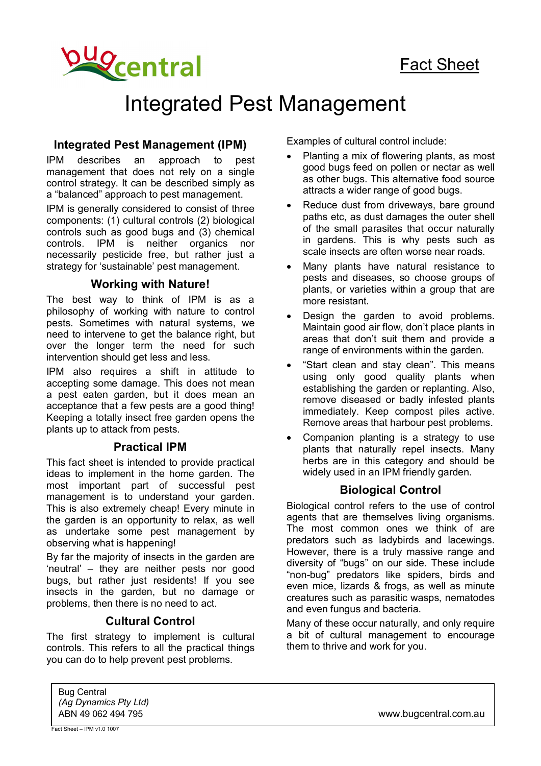bugcentral

Fact Sheet

# Integrated Pest Management

## Integrated Pest Management (IPM)

IPM describes an approach to pest management that does not rely on a single control strategy. It can be described simply as a "balanced" approach to pest management.

IPM is generally considered to consist of three components: (1) cultural controls (2) biological controls such as good bugs and (3) chemical controls. IPM is neither organics nor necessarily pesticide free, but rather just a strategy for 'sustainable' pest management.

## Working with Nature!

The best way to think of IPM is as a philosophy of working with nature to control pests. Sometimes with natural systems, we need to intervene to get the balance right, but over the longer term the need for such intervention should get less and less.

IPM also requires a shift in attitude to accepting some damage. This does not mean a pest eaten garden, but it does mean an acceptance that a few pests are a good thing! Keeping a totally insect free garden opens the plants up to attack from pests.

## Practical IPM

This fact sheet is intended to provide practical ideas to implement in the home garden. The most important part of successful pest management is to understand your garden. This is also extremely cheap! Every minute in the garden is an opportunity to relax, as well as undertake some pest management by observing what is happening!

By far the majority of insects in the garden are 'neutral' – they are neither pests nor good bugs, but rather just residents! If you see insects in the garden, but no damage or problems, then there is no need to act.

## Cultural Control

The first strategy to implement is cultural controls. This refers to all the practical things you can do to help prevent pest problems.

Examples of cultural control include:

- Planting a mix of flowering plants, as most good bugs feed on pollen or nectar as well as other bugs. This alternative food source attracts a wider range of good bugs.
- Reduce dust from driveways, bare ground paths etc, as dust damages the outer shell of the small parasites that occur naturally in gardens. This is why pests such as scale insects are often worse near roads.
- Many plants have natural resistance to pests and diseases, so choose groups of plants, or varieties within a group that are more resistant.
- Design the garden to avoid problems. Maintain good air flow, don't place plants in areas that don't suit them and provide a range of environments within the garden.
- "Start clean and stay clean". This means using only good quality plants when establishing the garden or replanting. Also, remove diseased or badly infested plants immediately. Keep compost piles active. Remove areas that harbour pest problems.
- Companion planting is a strategy to use plants that naturally repel insects. Many herbs are in this category and should be widely used in an IPM friendly garden.

## Biological Control

Biological control refers to the use of control agents that are themselves living organisms. The most common ones we think of are predators such as ladybirds and lacewings. However, there is a truly massive range and diversity of "bugs" on our side. These include "non-bug" predators like spiders, birds and even mice, lizards & frogs, as well as minute creatures such as parasitic wasps, nematodes and even fungus and bacteria.

Many of these occur naturally, and only require a bit of cultural management to encourage them to thrive and work for you.

Bug Central
*(Ag Dynamics Pty Ltd)*
ABN 49 062 494 795

www.bugcentral.com.au

Fact Sheet – IPM v1.0 1007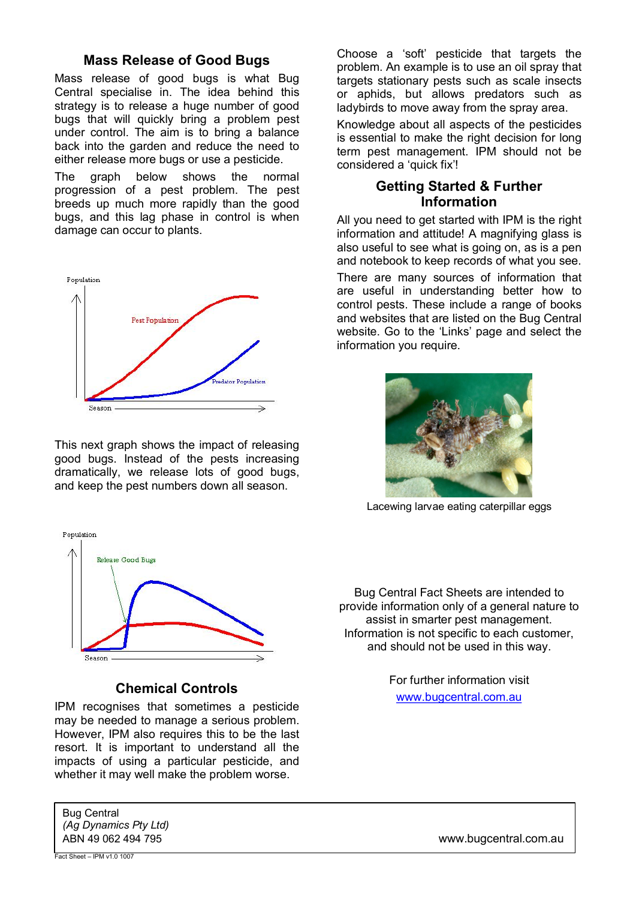## Mass Release of Good Bugs

Mass release of good bugs is what Bug Central specialise in. The idea behind this strategy is to release a huge number of good bugs that will quickly bring a problem pest under control. The aim is to bring a balance back into the garden and reduce the need to either release more bugs or use a pesticide.

The graph below shows the normal progression of a pest problem. The pest breeds up much more rapidly than the good bugs, and this lag phase in control is when damage can occur to plants.

Population
Pest Population
Predator Population
Season

This next graph shows the impact of releasing good bugs. Instead of the pests increasing dramatically, we release lots of good bugs, and keep the pest numbers down all season.

Population
Release Good Bugs
Season

## Chemical Controls

IPM recognises that sometimes a pesticide may be needed to manage a serious problem. However, IPM also requires this to be the last resort. It is important to understand all the impacts of using a particular pesticide, and whether it may well make the problem worse.

Choose a 'soft' pesticide that targets the problem. An example is to use an oil spray that targets stationary pests such as scale insects or aphids, but allows predators such as ladybirds to move away from the spray area.

Knowledge about all aspects of the pesticides is essential to make the right decision for long term pest management. IPM should not be considered a 'quick fix'!

## Getting Started & Further Information

All you need to get started with IPM is the right information and attitude! A magnifying glass is also useful to see what is going on, as is a pen and notebook to keep records of what you see.

There are many sources of information that are useful in understanding better how to control pests. These include a range of books and websites that are listed on the Bug Central website. Go to the 'Links' page and select the information you require.

Lacewing larvae eating caterpillar eggs

Bug Central Fact Sheets are intended to provide information only of a general nature to assist in smarter pest management. Information is not specific to each customer, and should not be used in this way.

For further information visit
www.bugcentral.com.au

Bug Central
*(Ag Dynamics Pty Ltd)*
ABN 49 062 494 795

www.bugcentral.com.au

Fact Sheet – IPM v1.0 1007